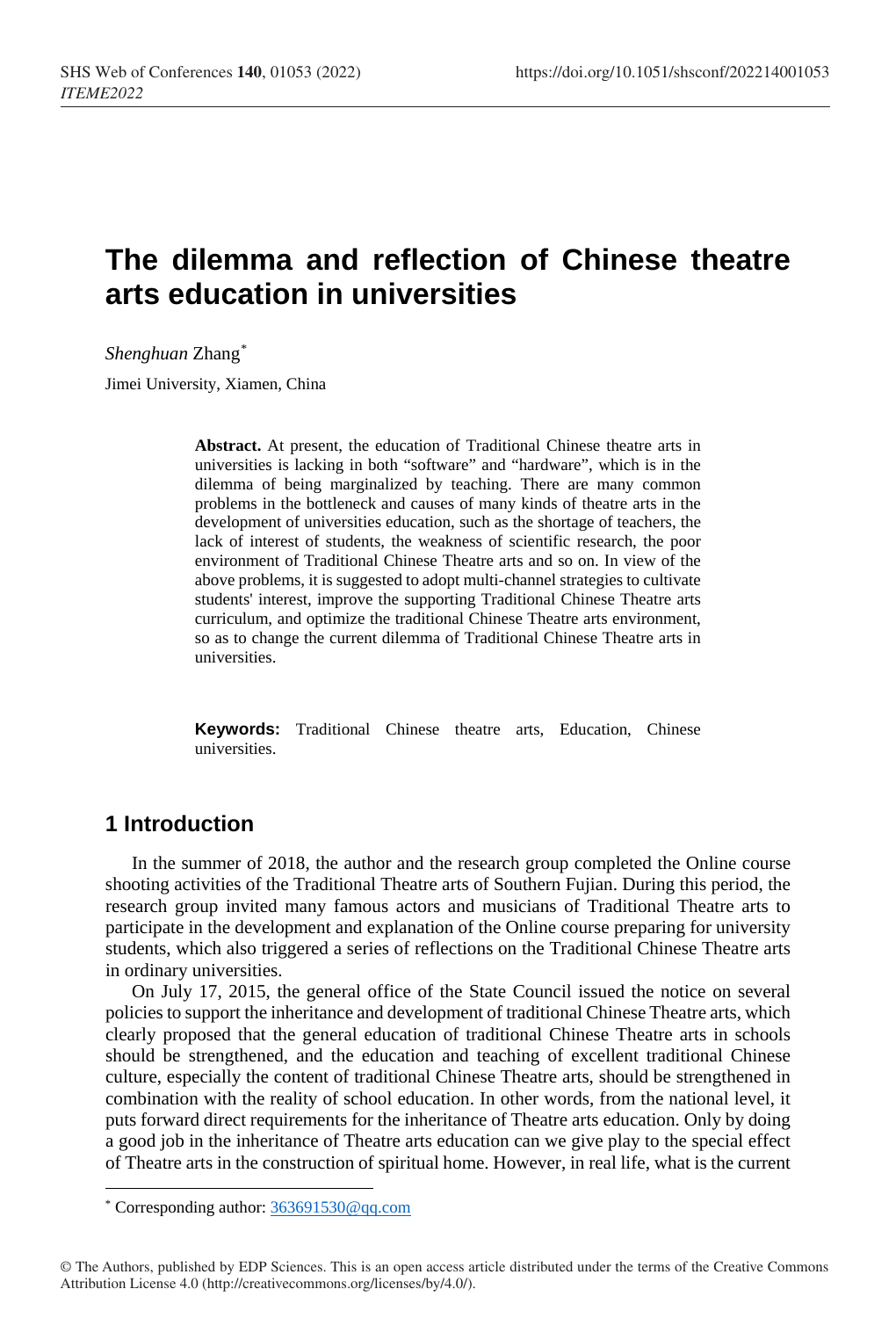# The dilemma and reflection of Chinese theatre arts education in universities

*Shenghuan* Zhang[*]

Jimei University, Xiamen, China

**Abstract.** At present, the education of Traditional Chinese theatre arts in universities is lacking in both "software" and "hardware", which is in the dilemma of being marginalized by teaching. There are many common problems in the bottleneck and causes of many kinds of theatre arts in the development of universities education, such as the shortage of teachers, the lack of interest of students, the weakness of scientific research, the poor environment of Traditional Chinese Theatre arts and so on. In view of the above problems, it is suggested to adopt multi-channel strategies to cultivate students' interest, improve the supporting Traditional Chinese Theatre arts curriculum, and optimize the traditional Chinese Theatre arts environment, so as to change the current dilemma of Traditional Chinese Theatre arts in universities.

**Keywords:** Traditional Chinese theatre arts, Education, Chinese universities.

## 1 Introduction

In the summer of 2018, the author and the research group completed the Online course shooting activities of the Traditional Theatre arts of Southern Fujian. During this period, the research group invited many famous actors and musicians of Traditional Theatre arts to participate in the development and explanation of the Online course preparing for university students, which also triggered a series of reflections on the Traditional Chinese Theatre arts in ordinary universities.

On July 17, 2015, the general office of the State Council issued the notice on several policies to support the inheritance and development of traditional Chinese Theatre arts, which clearly proposed that the general education of traditional Chinese Theatre arts in schools should be strengthened, and the education and teaching of excellent traditional Chinese culture, especially the content of traditional Chinese Theatre arts, should be strengthened in combination with the reality of school education. In other words, from the national level, it puts forward direct requirements for the inheritance of Theatre arts education. Only by doing a good job in the inheritance of Theatre arts education can we give play to the special effect of Theatre arts in the construction of spiritual home. However, in real life, what is the current

[*] Corresponding author: 363691530@qq.com

© The Authors, published by EDP Sciences. This is an open access article distributed under the terms of the Creative Commons Attribution License 4.0 (http://creativecommons.org/licenses/by/4.0/).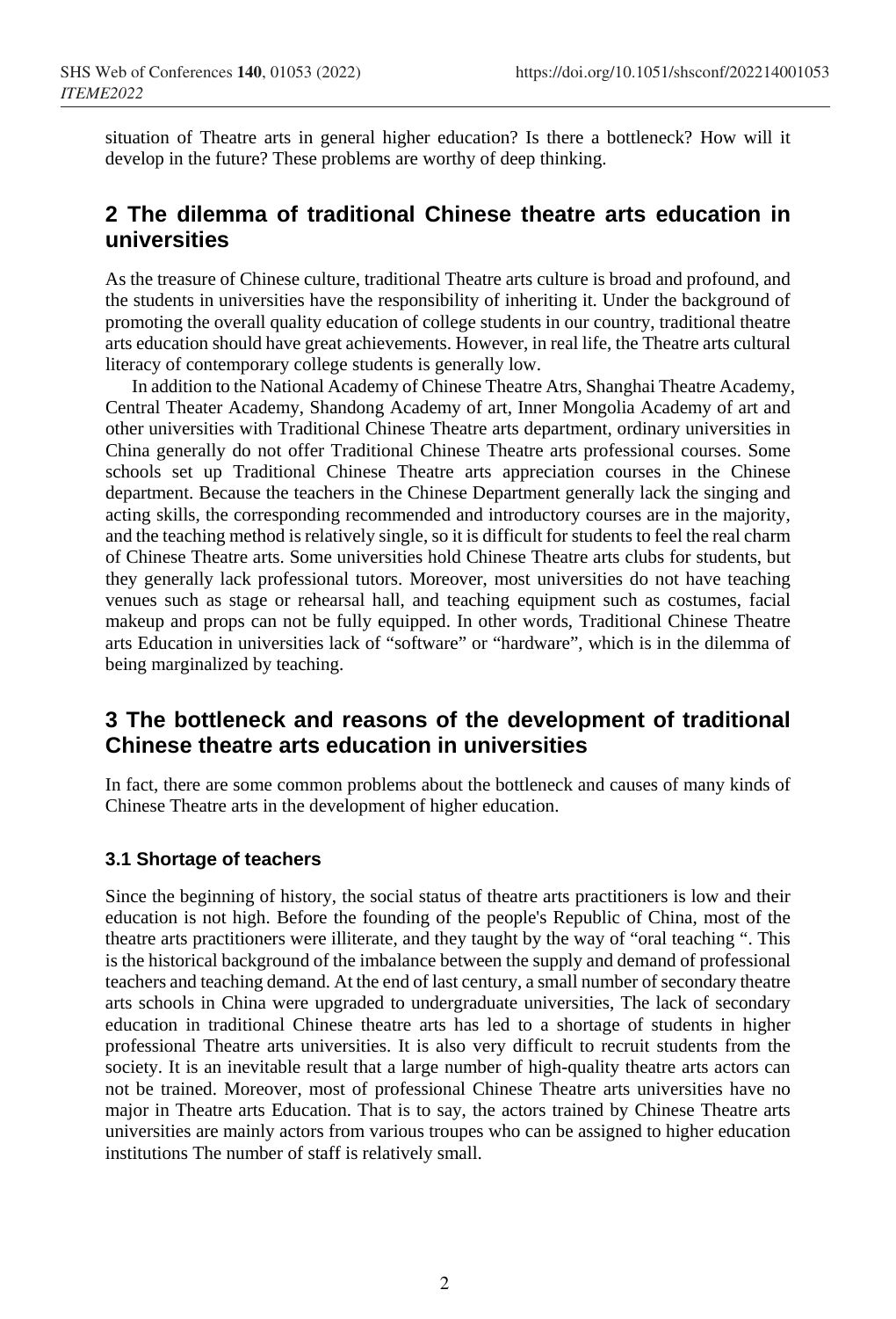situation of Theatre arts in general higher education? Is there a bottleneck? How will it develop in the future? These problems are worthy of deep thinking.

## 2 The dilemma of traditional Chinese theatre arts education in universities

As the treasure of Chinese culture, traditional Theatre arts culture is broad and profound, and the students in universities have the responsibility of inheriting it. Under the background of promoting the overall quality education of college students in our country, traditional theatre arts education should have great achievements. However, in real life, the Theatre arts cultural literacy of contemporary college students is generally low.

In addition to the National Academy of Chinese Theatre Atrs, Shanghai Theatre Academy, Central Theater Academy, Shandong Academy of art, Inner Mongolia Academy of art and other universities with Traditional Chinese Theatre arts department, ordinary universities in China generally do not offer Traditional Chinese Theatre arts professional courses. Some schools set up Traditional Chinese Theatre arts appreciation courses in the Chinese department. Because the teachers in the Chinese Department generally lack the singing and acting skills, the corresponding recommended and introductory courses are in the majority, and the teaching method is relatively single, so it is difficult for students to feel the real charm of Chinese Theatre arts. Some universities hold Chinese Theatre arts clubs for students, but they generally lack professional tutors. Moreover, most universities do not have teaching venues such as stage or rehearsal hall, and teaching equipment such as costumes, facial makeup and props can not be fully equipped. In other words, Traditional Chinese Theatre arts Education in universities lack of "software" or "hardware", which is in the dilemma of being marginalized by teaching.

## 3 The bottleneck and reasons of the development of traditional Chinese theatre arts education in universities

In fact, there are some common problems about the bottleneck and causes of many kinds of Chinese Theatre arts in the development of higher education.

### 3.1 Shortage of teachers

Since the beginning of history, the social status of theatre arts practitioners is low and their education is not high. Before the founding of the people's Republic of China, most of the theatre arts practitioners were illiterate, and they taught by the way of "oral teaching ". This is the historical background of the imbalance between the supply and demand of professional teachers and teaching demand. At the end of last century, a small number of secondary theatre arts schools in China were upgraded to undergraduate universities, The lack of secondary education in traditional Chinese theatre arts has led to a shortage of students in higher professional Theatre arts universities. It is also very difficult to recruit students from the society. It is an inevitable result that a large number of high-quality theatre arts actors can not be trained. Moreover, most of professional Chinese Theatre arts universities have no major in Theatre arts Education. That is to say, the actors trained by Chinese Theatre arts universities are mainly actors from various troupes who can be assigned to higher education institutions The number of staff is relatively small.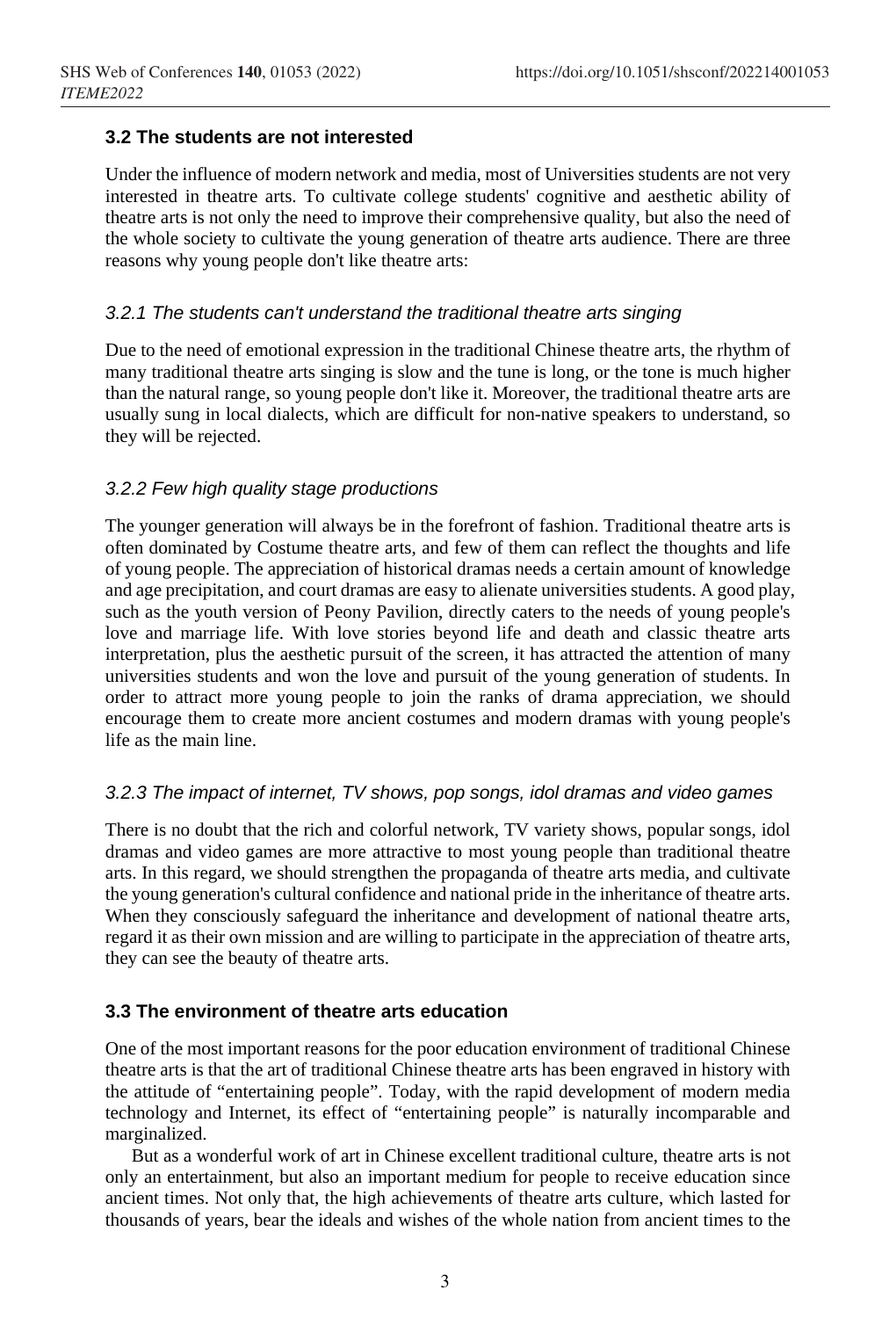### 3.2 The students are not interested

Under the influence of modern network and media, most of Universities students are not very interested in theatre arts. To cultivate college students' cognitive and aesthetic ability of theatre arts is not only the need to improve their comprehensive quality, but also the need of the whole society to cultivate the young generation of theatre arts audience. There are three reasons why young people don't like theatre arts:

#### *3.2.1 The students can't understand the traditional theatre arts singing*

Due to the need of emotional expression in the traditional Chinese theatre arts, the rhythm of many traditional theatre arts singing is slow and the tune is long, or the tone is much higher than the natural range, so young people don't like it. Moreover, the traditional theatre arts are usually sung in local dialects, which are difficult for non-native speakers to understand, so they will be rejected.

#### *3.2.2 Few high quality stage productions*

The younger generation will always be in the forefront of fashion. Traditional theatre arts is often dominated by Costume theatre arts, and few of them can reflect the thoughts and life of young people. The appreciation of historical dramas needs a certain amount of knowledge and age precipitation, and court dramas are easy to alienate universities students. A good play, such as the youth version of Peony Pavilion, directly caters to the needs of young people's love and marriage life. With love stories beyond life and death and classic theatre arts interpretation, plus the aesthetic pursuit of the screen, it has attracted the attention of many universities students and won the love and pursuit of the young generation of students. In order to attract more young people to join the ranks of drama appreciation, we should encourage them to create more ancient costumes and modern dramas with young people's life as the main line.

#### *3.2.3 The impact of internet, TV shows, pop songs, idol dramas and video games*

There is no doubt that the rich and colorful network, TV variety shows, popular songs, idol dramas and video games are more attractive to most young people than traditional theatre arts. In this regard, we should strengthen the propaganda of theatre arts media, and cultivate the young generation's cultural confidence and national pride in the inheritance of theatre arts. When they consciously safeguard the inheritance and development of national theatre arts, regard it as their own mission and are willing to participate in the appreciation of theatre arts, they can see the beauty of theatre arts.

### 3.3 The environment of theatre arts education

One of the most important reasons for the poor education environment of traditional Chinese theatre arts is that the art of traditional Chinese theatre arts has been engraved in history with the attitude of "entertaining people". Today, with the rapid development of modern media technology and Internet, its effect of "entertaining people" is naturally incomparable and marginalized.

But as a wonderful work of art in Chinese excellent traditional culture, theatre arts is not only an entertainment, but also an important medium for people to receive education since ancient times. Not only that, the high achievements of theatre arts culture, which lasted for thousands of years, bear the ideals and wishes of the whole nation from ancient times to the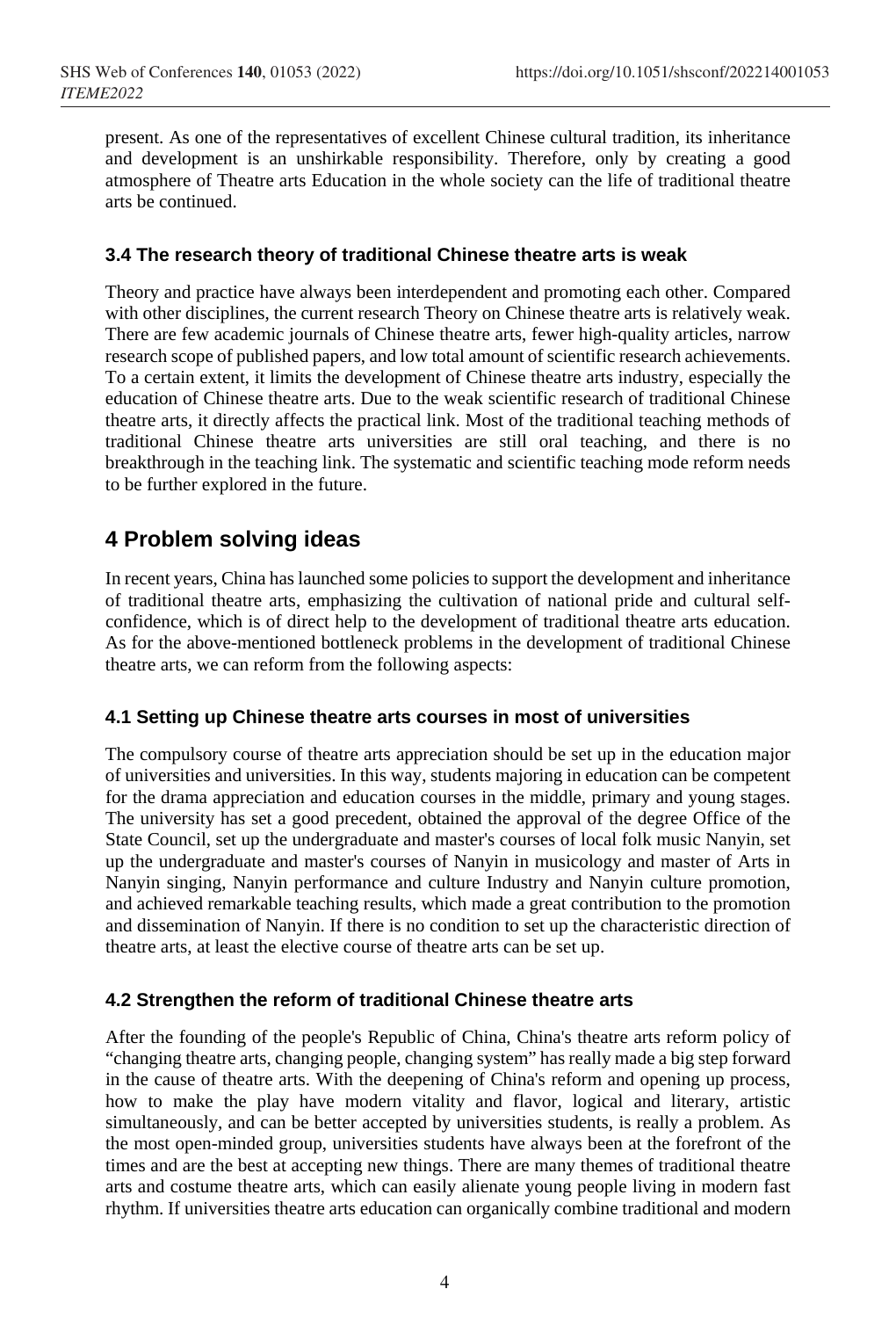present. As one of the representatives of excellent Chinese cultural tradition, its inheritance and development is an unshirkable responsibility. Therefore, only by creating a good atmosphere of Theatre arts Education in the whole society can the life of traditional theatre arts be continued.

### 3.4 The research theory of traditional Chinese theatre arts is weak

Theory and practice have always been interdependent and promoting each other. Compared with other disciplines, the current research Theory on Chinese theatre arts is relatively weak. There are few academic journals of Chinese theatre arts, fewer high-quality articles, narrow research scope of published papers, and low total amount of scientific research achievements. To a certain extent, it limits the development of Chinese theatre arts industry, especially the education of Chinese theatre arts. Due to the weak scientific research of traditional Chinese theatre arts, it directly affects the practical link. Most of the traditional teaching methods of traditional Chinese theatre arts universities are still oral teaching, and there is no breakthrough in the teaching link. The systematic and scientific teaching mode reform needs to be further explored in the future.

## 4 Problem solving ideas

In recent years, China has launched some policies to support the development and inheritance of traditional theatre arts, emphasizing the cultivation of national pride and cultural self-confidence, which is of direct help to the development of traditional theatre arts education. As for the above-mentioned bottleneck problems in the development of traditional Chinese theatre arts, we can reform from the following aspects:

### 4.1 Setting up Chinese theatre arts courses in most of universities

The compulsory course of theatre arts appreciation should be set up in the education major of universities and universities. In this way, students majoring in education can be competent for the drama appreciation and education courses in the middle, primary and young stages. The university has set a good precedent, obtained the approval of the degree Office of the State Council, set up the undergraduate and master's courses of local folk music Nanyin, set up the undergraduate and master's courses of Nanyin in musicology and master of Arts in Nanyin singing, Nanyin performance and culture Industry and Nanyin culture promotion, and achieved remarkable teaching results, which made a great contribution to the promotion and dissemination of Nanyin. If there is no condition to set up the characteristic direction of theatre arts, at least the elective course of theatre arts can be set up.

### 4.2 Strengthen the reform of traditional Chinese theatre arts

After the founding of the people's Republic of China, China's theatre arts reform policy of "changing theatre arts, changing people, changing system" has really made a big step forward in the cause of theatre arts. With the deepening of China's reform and opening up process, how to make the play have modern vitality and flavor, logical and literary, artistic simultaneously, and can be better accepted by universities students, is really a problem. As the most open-minded group, universities students have always been at the forefront of the times and are the best at accepting new things. There are many themes of traditional theatre arts and costume theatre arts, which can easily alienate young people living in modern fast rhythm. If universities theatre arts education can organically combine traditional and modern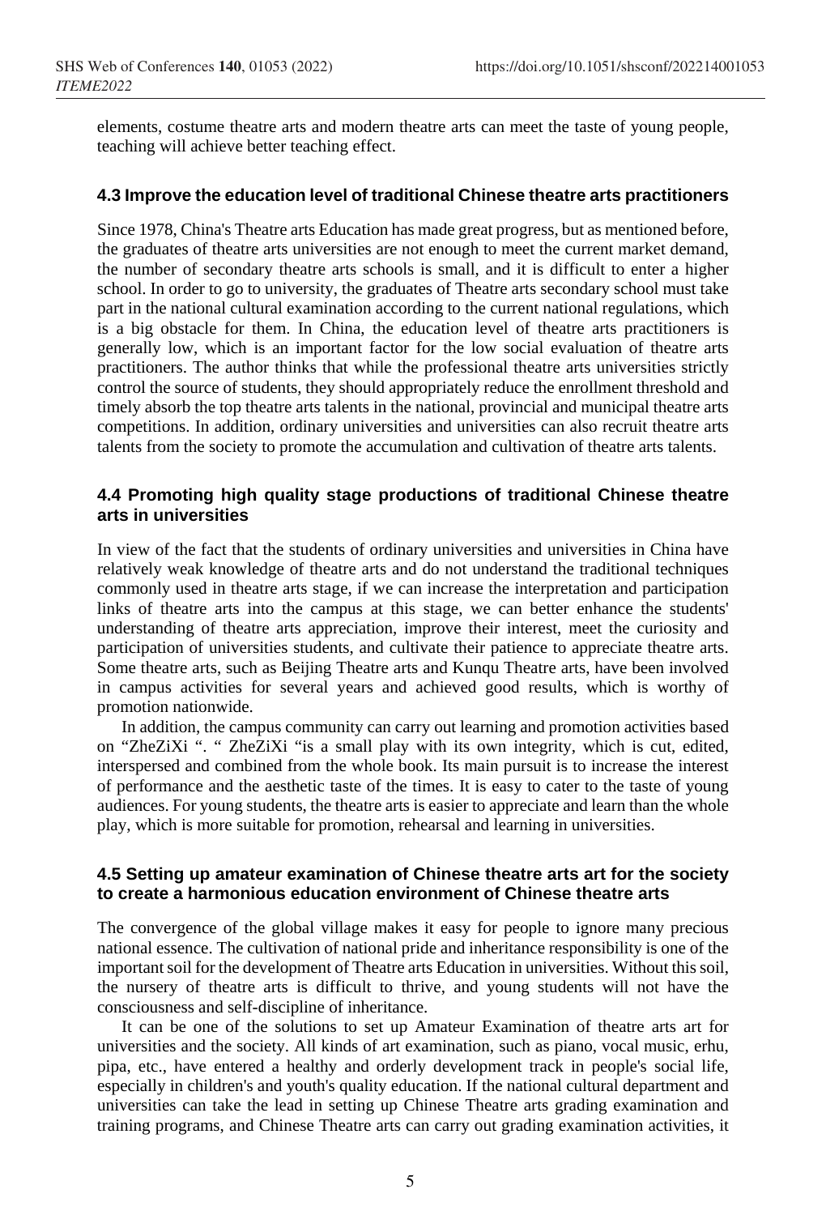elements, costume theatre arts and modern theatre arts can meet the taste of young people, teaching will achieve better teaching effect.

### 4.3 Improve the education level of traditional Chinese theatre arts practitioners

Since 1978, China's Theatre arts Education has made great progress, but as mentioned before, the graduates of theatre arts universities are not enough to meet the current market demand, the number of secondary theatre arts schools is small, and it is difficult to enter a higher school. In order to go to university, the graduates of Theatre arts secondary school must take part in the national cultural examination according to the current national regulations, which is a big obstacle for them. In China, the education level of theatre arts practitioners is generally low, which is an important factor for the low social evaluation of theatre arts practitioners. The author thinks that while the professional theatre arts universities strictly control the source of students, they should appropriately reduce the enrollment threshold and timely absorb the top theatre arts talents in the national, provincial and municipal theatre arts competitions. In addition, ordinary universities and universities can also recruit theatre arts talents from the society to promote the accumulation and cultivation of theatre arts talents.

### 4.4 Promoting high quality stage productions of traditional Chinese theatre arts in universities

In view of the fact that the students of ordinary universities and universities in China have relatively weak knowledge of theatre arts and do not understand the traditional techniques commonly used in theatre arts stage, if we can increase the interpretation and participation links of theatre arts into the campus at this stage, we can better enhance the students' understanding of theatre arts appreciation, improve their interest, meet the curiosity and participation of universities students, and cultivate their patience to appreciate theatre arts. Some theatre arts, such as Beijing Theatre arts and Kunqu Theatre arts, have been involved in campus activities for several years and achieved good results, which is worthy of promotion nationwide.

In addition, the campus community can carry out learning and promotion activities based on "ZheZiXi ". " ZheZiXi "is a small play with its own integrity, which is cut, edited, interspersed and combined from the whole book. Its main pursuit is to increase the interest of performance and the aesthetic taste of the times. It is easy to cater to the taste of young audiences. For young students, the theatre arts is easier to appreciate and learn than the whole play, which is more suitable for promotion, rehearsal and learning in universities.

### 4.5 Setting up amateur examination of Chinese theatre arts art for the society to create a harmonious education environment of Chinese theatre arts

The convergence of the global village makes it easy for people to ignore many precious national essence. The cultivation of national pride and inheritance responsibility is one of the important soil for the development of Theatre arts Education in universities. Without this soil, the nursery of theatre arts is difficult to thrive, and young students will not have the consciousness and self-discipline of inheritance.

It can be one of the solutions to set up Amateur Examination of theatre arts art for universities and the society. All kinds of art examination, such as piano, vocal music, erhu, pipa, etc., have entered a healthy and orderly development track in people's social life, especially in children's and youth's quality education. If the national cultural department and universities can take the lead in setting up Chinese Theatre arts grading examination and training programs, and Chinese Theatre arts can carry out grading examination activities, it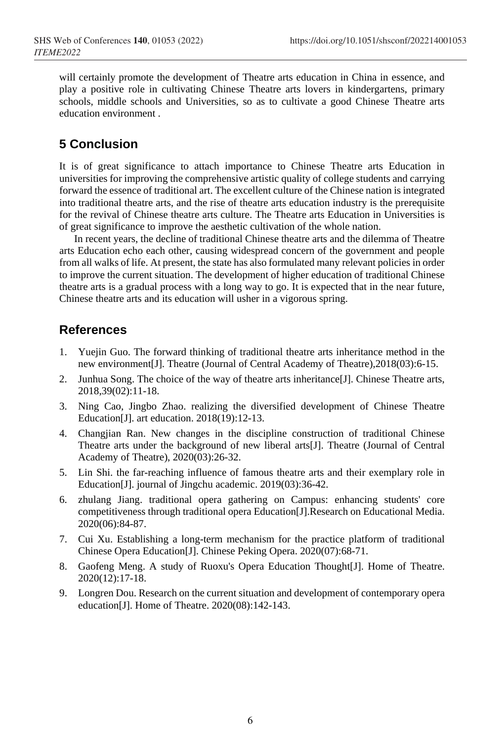will certainly promote the development of Theatre arts education in China in essence, and play a positive role in cultivating Chinese Theatre arts lovers in kindergartens, primary schools, middle schools and Universities, so as to cultivate a good Chinese Theatre arts education environment .

## 5 Conclusion

It is of great significance to attach importance to Chinese Theatre arts Education in universities for improving the comprehensive artistic quality of college students and carrying forward the essence of traditional art. The excellent culture of the Chinese nation is integrated into traditional theatre arts, and the rise of theatre arts education industry is the prerequisite for the revival of Chinese theatre arts culture. The Theatre arts Education in Universities is of great significance to improve the aesthetic cultivation of the whole nation.

In recent years, the decline of traditional Chinese theatre arts and the dilemma of Theatre arts Education echo each other, causing widespread concern of the government and people from all walks of life. At present, the state has also formulated many relevant policies in order to improve the current situation. The development of higher education of traditional Chinese theatre arts is a gradual process with a long way to go. It is expected that in the near future, Chinese theatre arts and its education will usher in a vigorous spring.

## References

1. Yuejin Guo. The forward thinking of traditional theatre arts inheritance method in the new environment[J]. Theatre (Journal of Central Academy of Theatre),2018(03):6-15.
2. Junhua Song. The choice of the way of theatre arts inheritance[J]. Chinese Theatre arts, 2018,39(02):11-18.
3. Ning Cao, Jingbo Zhao. realizing the diversified development of Chinese Theatre Education[J]. art education. 2018(19):12-13.
4. Changjian Ran. New changes in the discipline construction of traditional Chinese Theatre arts under the background of new liberal arts[J]. Theatre (Journal of Central Academy of Theatre), 2020(03):26-32.
5. Lin Shi. the far-reaching influence of famous theatre arts and their exemplary role in Education[J]. journal of Jingchu academic. 2019(03):36-42.
6. zhulang Jiang. traditional opera gathering on Campus: enhancing students' core competitiveness through traditional opera Education[J].Research on Educational Media. 2020(06):84-87.
7. Cui Xu. Establishing a long-term mechanism for the practice platform of traditional Chinese Opera Education[J]. Chinese Peking Opera. 2020(07):68-71.
8. Gaofeng Meng. A study of Ruoxu's Opera Education Thought[J]. Home of Theatre. 2020(12):17-18.
9. Longren Dou. Research on the current situation and development of contemporary opera education[J]. Home of Theatre. 2020(08):142-143.